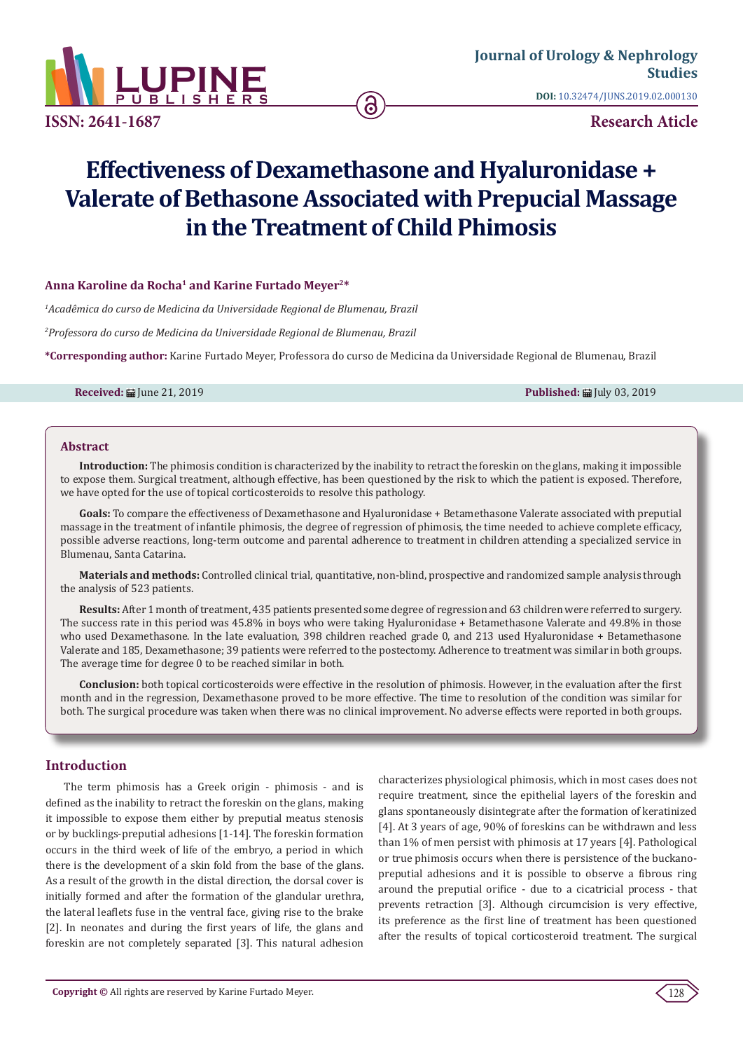ISSN: 2641-1687

Journal of Urology & Nephrology Studies

DOI: 10.32474/JUNS.2019.02.000130

Research Aticle

# Effectiveness of Dexamethasone and Hyaluronidase + Valerate of Bethasone Associated with Prepucial Massage in the Treatment of Child Phimosis

**Anna Karoline da Rocha[1] and Karine Furtado Meyer[2]***

*[1]Acadêmica do curso de Medicina da Universidade Regional de Blumenau, Brazil*

*[2]Professora do curso de Medicina da Universidade Regional de Blumenau, Brazil*

**\*Corresponding author:** Karine Furtado Meyer, Professora do curso de Medicina da Universidade Regional de Blumenau, Brazil

**Received:** June 21, 2019 **Published:** July 03, 2019

## Abstract

**Introduction:** The phimosis condition is characterized by the inability to retract the foreskin on the glans, making it impossible to expose them. Surgical treatment, although effective, has been questioned by the risk to which the patient is exposed. Therefore, we have opted for the use of topical corticosteroids to resolve this pathology.

**Goals:** To compare the effectiveness of Dexamethasone and Hyaluronidase + Betamethasone Valerate associated with preputial massage in the treatment of infantile phimosis, the degree of regression of phimosis, the time needed to achieve complete efficacy, possible adverse reactions, long-term outcome and parental adherence to treatment in children attending a specialized service in Blumenau, Santa Catarina.

**Materials and methods:** Controlled clinical trial, quantitative, non-blind, prospective and randomized sample analysis through the analysis of 523 patients.

**Results:** After 1 month of treatment, 435 patients presented some degree of regression and 63 children were referred to surgery. The success rate in this period was 45.8% in boys who were taking Hyaluronidase + Betamethasone Valerate and 49.8% in those who used Dexamethasone. In the late evaluation, 398 children reached grade 0, and 213 used Hyaluronidase + Betamethasone Valerate and 185, Dexamethasone; 39 patients were referred to the postectomy. Adherence to treatment was similar in both groups. The average time for degree 0 to be reached similar in both.

**Conclusion:** both topical corticosteroids were effective in the resolution of phimosis. However, in the evaluation after the first month and in the regression, Dexamethasone proved to be more effective. The time to resolution of the condition was similar for both. The surgical procedure was taken when there was no clinical improvement. No adverse effects were reported in both groups.

## Introduction

The term phimosis has a Greek origin - phimosis - and is defined as the inability to retract the foreskin on the glans, making it impossible to expose them either by preputial meatus stenosis or by bucklings-preputial adhesions [1-14]. The foreskin formation occurs in the third week of life of the embryo, a period in which there is the development of a skin fold from the base of the glans. As a result of the growth in the distal direction, the dorsal cover is initially formed and after the formation of the glandular urethra, the lateral leaflets fuse in the ventral face, giving rise to the brake [2]. In neonates and during the first years of life, the glans and foreskin are not completely separated [3]. This natural adhesion characterizes physiological phimosis, which in most cases does not require treatment, since the epithelial layers of the foreskin and glans spontaneously disintegrate after the formation of keratinized [4]. At 3 years of age, 90% of foreskins can be withdrawn and less than 1% of men persist with phimosis at 17 years [4]. Pathological or true phimosis occurs when there is persistence of the buckano-preputial adhesions and it is possible to observe a fibrous ring around the preputial orifice - due to a cicatricial process - that prevents retraction [3]. Although circumcision is very effective, its preference as the first line of treatment has been questioned after the results of topical corticosteroid treatment. The surgical

**Copyright ©** All rights are reserved by Karine Furtado Meyer.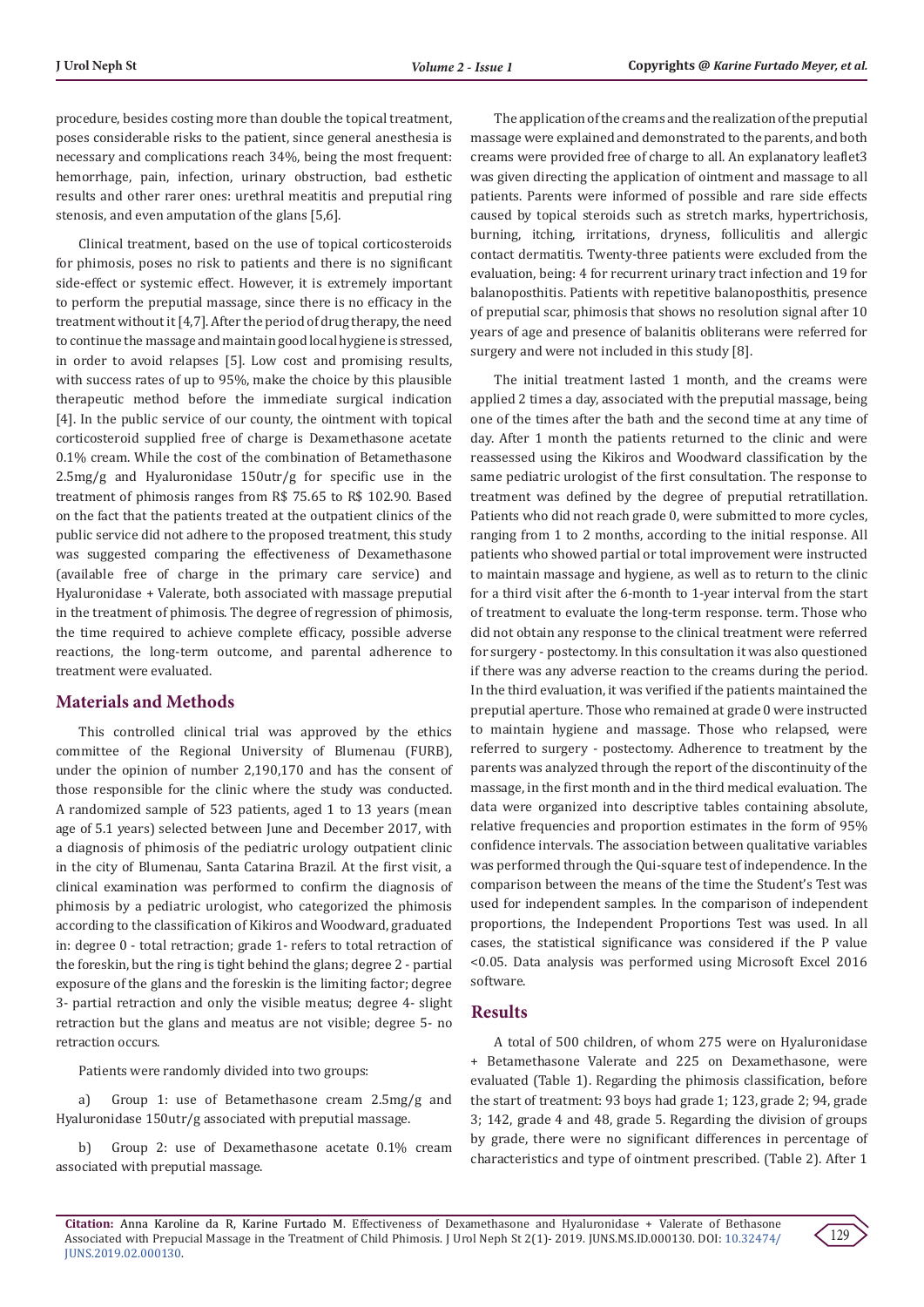procedure, besides costing more than double the topical treatment, poses considerable risks to the patient, since general anesthesia is necessary and complications reach 34%, being the most frequent: hemorrhage, pain, infection, urinary obstruction, bad esthetic results and other rarer ones: urethral meatitis and preputial ring stenosis, and even amputation of the glans [5,6].

Clinical treatment, based on the use of topical corticosteroids for phimosis, poses no risk to patients and there is no significant side-effect or systemic effect. However, it is extremely important to perform the preputial massage, since there is no efficacy in the treatment without it [4,7]. After the period of drug therapy, the need to continue the massage and maintain good local hygiene is stressed, in order to avoid relapses [5]. Low cost and promising results, with success rates of up to 95%, make the choice by this plausible therapeutic method before the immediate surgical indication [4]. In the public service of our county, the ointment with topical corticosteroid supplied free of charge is Dexamethasone acetate 0.1% cream. While the cost of the combination of Betamethasone 2.5mg/g and Hyaluronidase 150utr/g for specific use in the treatment of phimosis ranges from R$ 75.65 to R$ 102.90. Based on the fact that the patients treated at the outpatient clinics of the public service did not adhere to the proposed treatment, this study was suggested comparing the effectiveness of Dexamethasone (available free of charge in the primary care service) and Hyaluronidase + Valerate, both associated with massage preputial in the treatment of phimosis. The degree of regression of phimosis, the time required to achieve complete efficacy, possible adverse reactions, the long-term outcome, and parental adherence to treatment were evaluated.

## Materials and Methods

This controlled clinical trial was approved by the ethics committee of the Regional University of Blumenau (FURB), under the opinion of number 2,190,170 and has the consent of those responsible for the clinic where the study was conducted. A randomized sample of 523 patients, aged 1 to 13 years (mean age of 5.1 years) selected between June and December 2017, with a diagnosis of phimosis of the pediatric urology outpatient clinic in the city of Blumenau, Santa Catarina Brazil. At the first visit, a clinical examination was performed to confirm the diagnosis of phimosis by a pediatric urologist, who categorized the phimosis according to the classification of Kikiros and Woodward, graduated in: degree 0 - total retraction; grade 1- refers to total retraction of the foreskin, but the ring is tight behind the glans; degree 2 - partial exposure of the glans and the foreskin is the limiting factor; degree 3- partial retraction and only the visible meatus; degree 4- slight retraction but the glans and meatus are not visible; degree 5- no retraction occurs.

Patients were randomly divided into two groups:

a) Group 1: use of Betamethasone cream 2.5mg/g and Hyaluronidase 150utr/g associated with preputial massage.

b) Group 2: use of Dexamethasone acetate 0.1% cream associated with preputial massage.

The application of the creams and the realization of the preputial massage were explained and demonstrated to the parents, and both creams were provided free of charge to all. An explanatory leaflet3 was given directing the application of ointment and massage to all patients. Parents were informed of possible and rare side effects caused by topical steroids such as stretch marks, hypertrichosis, burning, itching, irritations, dryness, folliculitis and allergic contact dermatitis. Twenty-three patients were excluded from the evaluation, being: 4 for recurrent urinary tract infection and 19 for balanoposthitis. Patients with repetitive balanoposthitis, presence of preputial scar, phimosis that shows no resolution signal after 10 years of age and presence of balanitis obliterans were referred for surgery and were not included in this study [8].

The initial treatment lasted 1 month, and the creams were applied 2 times a day, associated with the preputial massage, being one of the times after the bath and the second time at any time of day. After 1 month the patients returned to the clinic and were reassessed using the Kikiros and Woodward classification by the same pediatric urologist of the first consultation. The response to treatment was defined by the degree of preputial retratillation. Patients who did not reach grade 0, were submitted to more cycles, ranging from 1 to 2 months, according to the initial response. All patients who showed partial or total improvement were instructed to maintain massage and hygiene, as well as to return to the clinic for a third visit after the 6-month to 1-year interval from the start of treatment to evaluate the long-term response. term. Those who did not obtain any response to the clinical treatment were referred for surgery - postectomy. In this consultation it was also questioned if there was any adverse reaction to the creams during the period. In the third evaluation, it was verified if the patients maintained the preputial aperture. Those who remained at grade 0 were instructed to maintain hygiene and massage. Those who relapsed, were referred to surgery - postectomy. Adherence to treatment by the parents was analyzed through the report of the discontinuity of the massage, in the first month and in the third medical evaluation. The data were organized into descriptive tables containing absolute, relative frequencies and proportion estimates in the form of 95% confidence intervals. The association between qualitative variables was performed through the Qui-square test of independence. In the comparison between the means of the time the Student's Test was used for independent samples. In the comparison of independent proportions, the Independent Proportions Test was used. In all cases, the statistical significance was considered if the P value <0.05. Data analysis was performed using Microsoft Excel 2016 software.

## Results

A total of 500 children, of whom 275 were on Hyaluronidase + Betamethasone Valerate and 225 on Dexamethasone, were evaluated (Table 1). Regarding the phimosis classification, before the start of treatment: 93 boys had grade 1; 123, grade 2; 94, grade 3; 142, grade 4 and 48, grade 5. Regarding the division of groups by grade, there were no significant differences in percentage of characteristics and type of ointment prescribed. (Table 2). After 1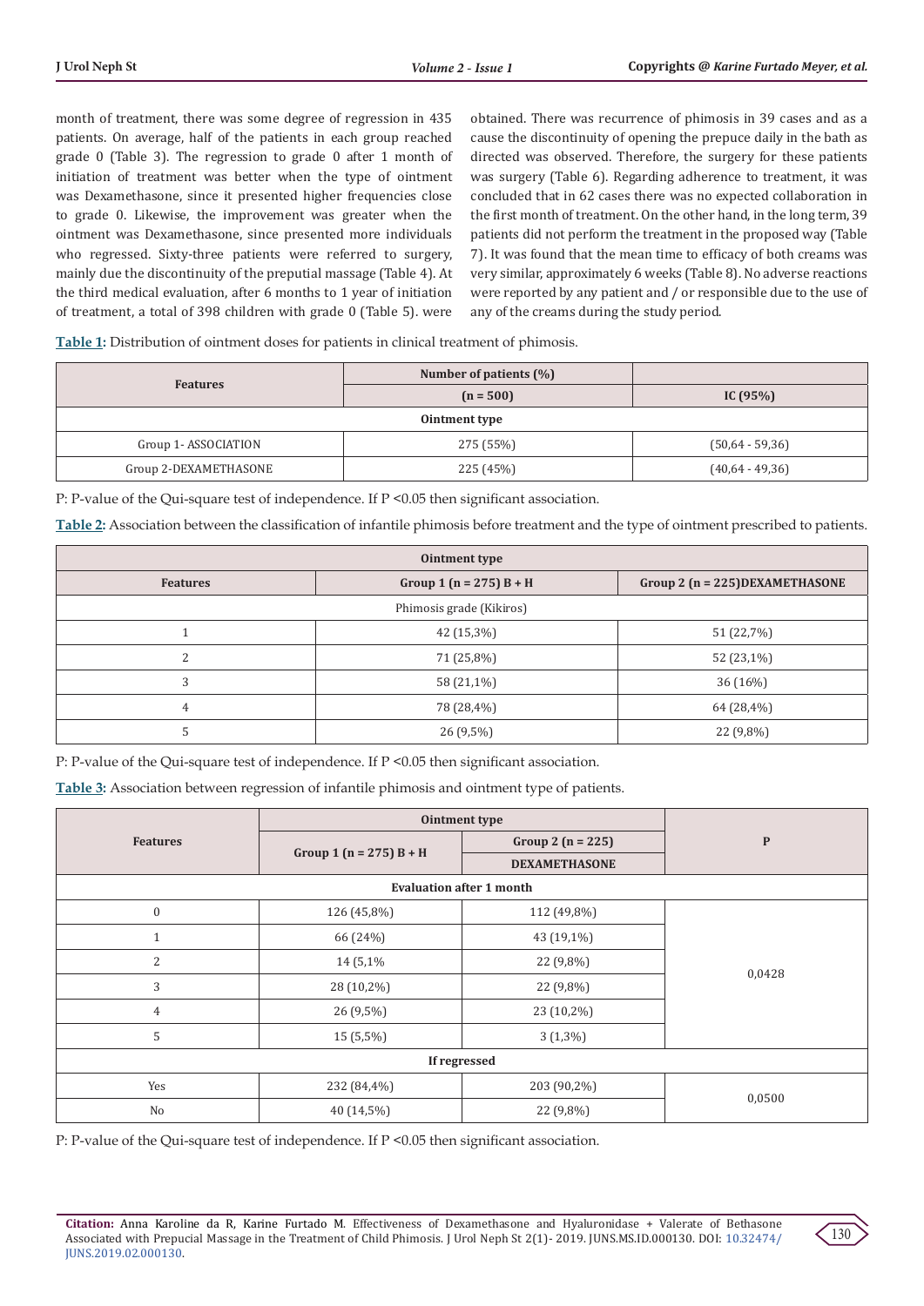month of treatment, there was some degree of regression in 435 patients. On average, half of the patients in each group reached grade 0 (Table 3). The regression to grade 0 after 1 month of initiation of treatment was better when the type of ointment was Dexamethasone, since it presented higher frequencies close to grade 0. Likewise, the improvement was greater when the ointment was Dexamethasone, since presented more individuals who regressed. Sixty-three patients were referred to surgery, mainly due the discontinuity of the preputial massage (Table 4). At the third medical evaluation, after 6 months to 1 year of initiation of treatment, a total of 398 children with grade 0 (Table 5). were obtained. There was recurrence of phimosis in 39 cases and as a cause the discontinuity of opening the prepuce daily in the bath as directed was observed. Therefore, the surgery for these patients was surgery (Table 6). Regarding adherence to treatment, it was concluded that in 62 cases there was no expected collaboration in the first month of treatment. On the other hand, in the long term, 39 patients did not perform the treatment in the proposed way (Table 7). It was found that the mean time to efficacy of both creams was very similar, approximately 6 weeks (Table 8). No adverse reactions were reported by any patient and / or responsible due to the use of any of the creams during the study period.

**Table 1:** Distribution of ointment doses for patients in clinical treatment of phimosis.

| Features | Number of patients (%) (n = 500) | IC (95%) |
|---|---|---|
| **Ointment type** | | |
| Group 1- ASSOCIATION | 275 (55%) | (50,64 - 59,36) |
| Group 2-DEXAMETHASONE | 225 (45%) | (40,64 - 49,36) |

P: P-value of the Qui-square test of independence. If P <0.05 then significant association.

**Table 2:** Association between the classification of infantile phimosis before treatment and the type of ointment prescribed to patients.

| Ointment type | | |
|---|---|---|
| **Features** | **Group 1 (n = 275) B + H** | **Group 2 (n = 225)DEXAMETHASONE** |
| Phimosis grade (Kikiros) | | |
| 1 | 42 (15,3%) | 51 (22,7%) |
| 2 | 71 (25,8%) | 52 (23,1%) |
| 3 | 58 (21,1%) | 36 (16%) |
| 4 | 78 (28,4%) | 64 (28,4%) |
| 5 | 26 (9,5%) | 22 (9,8%) |

P: P-value of the Qui-square test of independence. If P <0.05 then significant association.

**Table 3:** Association between regression of infantile phimosis and ointment type of patients.

| Features | Ointment type | | P |
|---|---|---|---|
| | Group 1 (n = 275) B + H | Group 2 (n = 225) DEXAMETHASONE | |
| **Evaluation after 1 month** | | | |
| 0 | 126 (45,8%) | 112 (49,8%) | 0,0428 |
| 1 | 66 (24%) | 43 (19,1%) | |
| 2 | 14 (5,1% | 22 (9,8%) | |
| 3 | 28 (10,2%) | 22 (9,8%) | |
| 4 | 26 (9,5%) | 23 (10,2%) | |
| 5 | 15 (5,5%) | 3 (1,3%) | |
| **If regressed** | | | |
| Yes | 232 (84,4%) | 203 (90,2%) | 0,0500 |
| No | 40 (14,5%) | 22 (9,8%) | |

P: P-value of the Qui-square test of independence. If P <0.05 then significant association.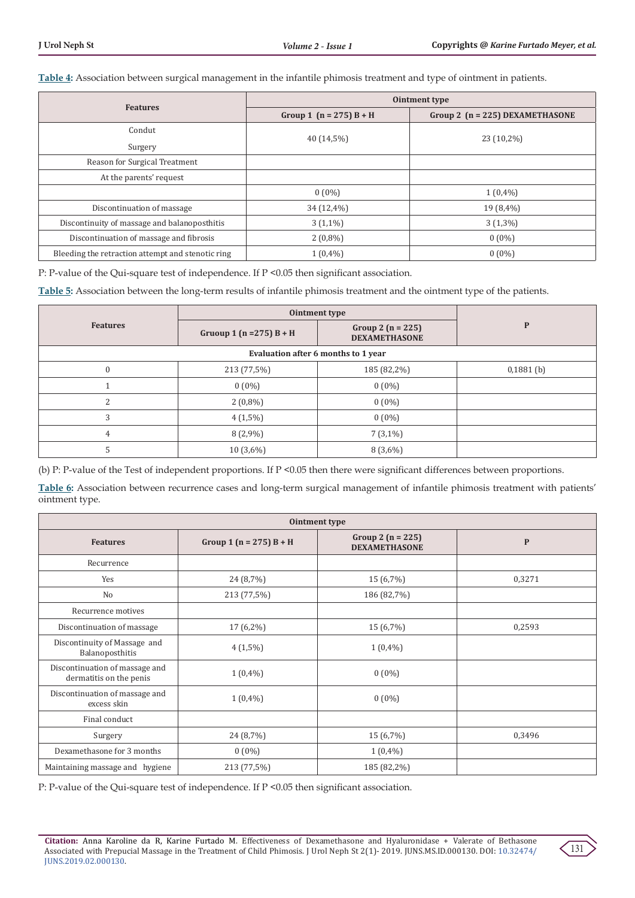**Table 4**: Association between surgical management in the infantile phimosis treatment and type of ointment in patients.

| Features | Ointment type | |
|---|---|---|
| | Group 1 (n = 275) B + H | Group 2 (n = 225) DEXAMETHASONE |
| Condut Surgery | 40 (14,5%) | 23 (10,2%) |
| Reason for Surgical Treatment | | |
| At the parents' request | | |
| | 0 (0%) | 1 (0,4%) |
| Discontinuation of massage | 34 (12,4%) | 19 (8,4%) |
| Discontinuity of massage and balanoposthitis | 3 (1,1%) | 3 (1,3%) |
| Discontinuation of massage and fibrosis | 2 (0,8%) | 0 (0%) |
| Bleeding the retraction attempt and stenotic ring | 1 (0,4%) | 0 (0%) |

P: P-value of the Qui-square test of independence. If P <0.05 then significant association.

**Table 5**: Association between the long-term results of infantile phimosis treatment and the ointment type of the patients.

| Features | Ointment type | | P |
|---|---|---|---|
| | Gruoup 1 (n =275) B + H | Group 2 (n = 225) DEXAMETHASONE | |
| Evaluation after 6 months to 1 year | | | |
| 0 | 213 (77,5%) | 185 (82,2%) | 0,1881 (b) |
| 1 | 0 (0%) | 0 (0%) | |
| 2 | 2 (0,8%) | 0 (0%) | |
| 3 | 4 (1,5%) | 0 (0%) | |
| 4 | 8 (2,9%) | 7 (3,1%) | |
| 5 | 10 (3,6%) | 8 (3,6%) | |

(b) P: P-value of the Test of independent proportions. If P <0.05 then there were significant differences between proportions.

**Table 6**: Association between recurrence cases and long-term surgical management of infantile phimosis treatment with patients' ointment type.

| Ointment type | | | |
|---|---|---|---|
| Features | Group 1 (n = 275) B + H | Group 2 (n = 225) DEXAMETHASONE | P |
| Recurrence | | | |
| Yes | 24 (8,7%) | 15 (6,7%) | 0,3271 |
| No | 213 (77,5%) | 186 (82,7%) | |
| Recurrence motives | | | |
| Discontinuation of massage | 17 (6,2%) | 15 (6,7%) | 0,2593 |
| Discontinuity of Massage and Balanoposthitis | 4 (1,5%) | 1 (0,4%) | |
| Discontinuation of massage and dermatitis on the penis | 1 (0,4%) | 0 (0%) | |
| Discontinuation of massage and excess skin | 1 (0,4%) | 0 (0%) | |
| Final conduct | | | |
| Surgery | 24 (8,7%) | 15 (6,7%) | 0,3496 |
| Dexamethasone for 3 months | 0 (0%) | 1 (0,4%) | |
| Maintaining massage and hygiene | 213 (77,5%) | 185 (82,2%) | |

P: P-value of the Qui-square test of independence. If P <0.05 then significant association.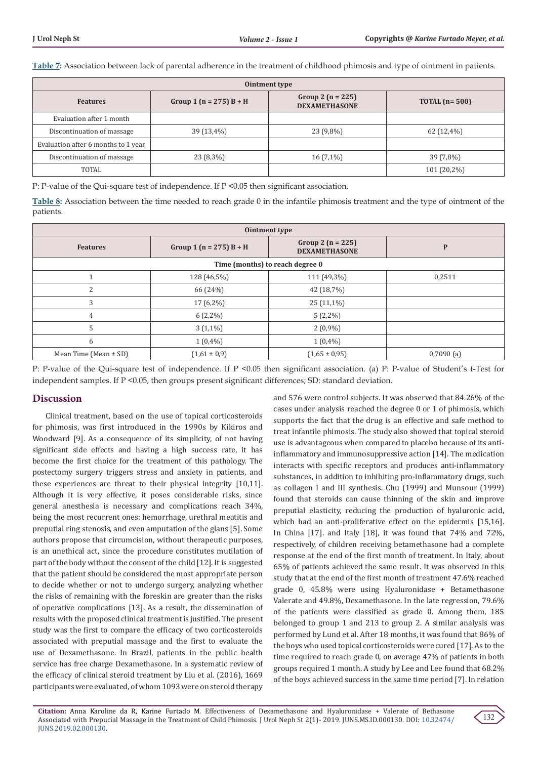**Table 7:** Association between lack of parental adherence in the treatment of childhood phimosis and type of ointment in patients.

| Ointment type | | | |
|---|---|---|---|
| Features | Group 1 (n = 275) B + H | Group 2 (n = 225) DEXAMETHASONE | TOTAL (n= 500) |
| Evaluation after 1 month | | | |
| Discontinuation of massage | 39 (13,4%) | 23 (9,8%) | 62 (12,4%) |
| Evaluation after 6 months to 1 year | | | |
| Discontinuation of massage | 23 (8,3%) | 16 (7,1%) | 39 (7,8%) |
| TOTAL | | | 101 (20,2%) |

P: P-value of the Qui-square test of independence. If P <0.05 then significant association.

**Table 8:** Association between the time needed to reach grade 0 in the infantile phimosis treatment and the type of ointment of the patients.

| Ointment type | | | |
|---|---|---|---|
| Features | Group 1 (n = 275) B + H | Group 2 (n = 225) DEXAMETHASONE | P |
| Time (months) to reach degree 0 | | | |
| 1 | 128 (46,5%) | 111 (49,3%) | 0,2511 |
| 2 | 66 (24%) | 42 (18,7%) | |
| 3 | 17 (6,2%) | 25 (11,1%) | |
| 4 | 6 (2,2%) | 5 (2,2%) | |
| 5 | 3 (1,1%) | 2 (0,9%) | |
| 6 | 1 (0,4%) | 1 (0,4%) | |
| Mean Time (Mean ± SD) | (1,61 ± 0,9) | (1,65 ± 0,95) | 0,7090 (a) |

P: P-value of the Qui-square test of independence. If P <0.05 then significant association. (a) P: P-value of Student's t-Test for independent samples. If P <0.05, then groups present significant differences; SD: standard deviation.

## Discussion

Clinical treatment, based on the use of topical corticosteroids for phimosis, was first introduced in the 1990s by Kikiros and Woodward [9]. As a consequence of its simplicity, of not having significant side effects and having a high success rate, it has become the first choice for the treatment of this pathology. The postectomy surgery triggers stress and anxiety in patients, and these experiences are threat to their physical integrity [10,11]. Although it is very effective, it poses considerable risks, since general anesthesia is necessary and complications reach 34%, being the most recurrent ones: hemorrhage, urethral meatitis and preputial ring stenosis, and even amputation of the glans [5]. Some authors propose that circumcision, without therapeutic purposes, is an unethical act, since the procedure constitutes mutilation of part of the body without the consent of the child [12]. It is suggested that the patient should be considered the most appropriate person to decide whether or not to undergo surgery, analyzing whether the risks of remaining with the foreskin are greater than the risks of operative complications [13]. As a result, the dissemination of results with the proposed clinical treatment is justified. The present study was the first to compare the efficacy of two corticosteroids associated with preputial massage and the first to evaluate the use of Dexamethasone. In Brazil, patients in the public health service has free charge Dexamethasone. In a systematic review of the efficacy of clinical steroid treatment by Liu et al. (2016), 1669 participants were evaluated, of whom 1093 were on steroid therapy and 576 were control subjects. It was observed that 84.26% of the cases under analysis reached the degree 0 or 1 of phimosis, which supports the fact that the drug is an effective and safe method to treat infantile phimosis. The study also showed that topical steroid use is advantageous when compared to placebo because of its anti-inflammatory and immunosuppressive action [14]. The medication interacts with specific receptors and produces anti-inflammatory substances, in addition to inhibiting pro-inflammatory drugs, such as collagen I and III synthesis. Chu (1999) and Munsour (1999) found that steroids can cause thinning of the skin and improve preputial elasticity, reducing the production of hyaluronic acid, which had an anti-proliferative effect on the epidermis [15,16]. In China [17]. and Italy [18], it was found that 74% and 72%, respectively, of children receiving betamethasone had a complete response at the end of the first month of treatment. In Italy, about 65% of patients achieved the same result. It was observed in this study that at the end of the first month of treatment 47.6% reached grade 0, 45.8% were using Hyaluronidase + Betamethasone Valerate and 49.8%, Dexamethasone. In the late regression, 79.6% of the patients were classified as grade 0. Among them, 185 belonged to group 1 and 213 to group 2. A similar analysis was performed by Lund et al. After 18 months, it was found that 86% of the boys who used topical corticosteroids were cured [17]. As to the time required to reach grade 0, on average 47% of patients in both groups required 1 month. A study by Lee and Lee found that 68.2% of the boys achieved success in the same time period [7]. In relation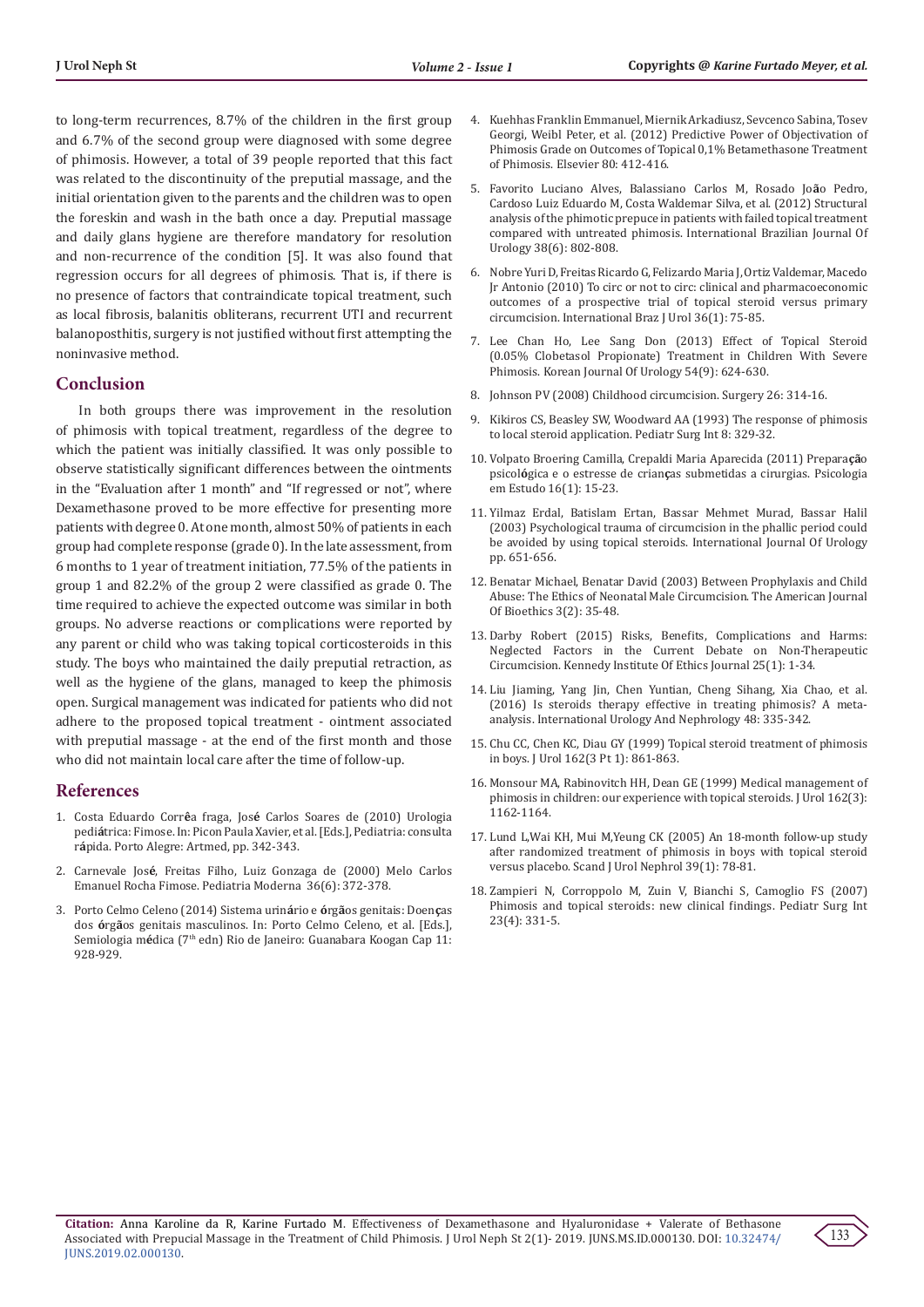to long-term recurrences, 8.7% of the children in the first group and 6.7% of the second group were diagnosed with some degree of phimosis. However, a total of 39 people reported that this fact was related to the discontinuity of the preputial massage, and the initial orientation given to the parents and the children was to open the foreskin and wash in the bath once a day. Preputial massage and daily glans hygiene are therefore mandatory for resolution and non-recurrence of the condition [5]. It was also found that regression occurs for all degrees of phimosis. That is, if there is no presence of factors that contraindicate topical treatment, such as local fibrosis, balanitis obliterans, recurrent UTI and recurrent balanoposthitis, surgery is not justified without first attempting the noninvasive method.

## Conclusion

In both groups there was improvement in the resolution of phimosis with topical treatment, regardless of the degree to which the patient was initially classified. It was only possible to observe statistically significant differences between the ointments in the "Evaluation after 1 month" and "If regressed or not", where Dexamethasone proved to be more effective for presenting more patients with degree 0. At one month, almost 50% of patients in each group had complete response (grade 0). In the late assessment, from 6 months to 1 year of treatment initiation, 77.5% of the patients in group 1 and 82.2% of the group 2 were classified as grade 0. The time required to achieve the expected outcome was similar in both groups. No adverse reactions or complications were reported by any parent or child who was taking topical corticosteroids in this study. The boys who maintained the daily preputial retraction, as well as the hygiene of the glans, managed to keep the phimosis open. Surgical management was indicated for patients who did not adhere to the proposed topical treatment - ointment associated with preputial massage - at the end of the first month and those who did not maintain local care after the time of follow-up.

## References

1. Costa Eduardo Corrêa fraga, José Carlos Soares de (2010) Urologia pediátrica: Fimose. In: Picon Paula Xavier, et al. [Eds.], Pediatria: consulta rápida. Porto Alegre: Artmed, pp. 342-343.
2. Carnevale José, Freitas Filho, Luiz Gonzaga de (2000) Melo Carlos Emanuel Rocha Fimose. Pediatria Moderna 36(6): 372-378.
3. Porto Celmo Celeno (2014) Sistema urinário e órgãos genitais: Doenças dos órgãos genitais masculinos. In: Porto Celmo Celeno, et al. [Eds.], Semiologia médica (7th edn) Rio de Janeiro: Guanabara Koogan Cap 11: 928-929.
4. Kuehhas Franklin Emmanuel, Miernik Arkadiusz, Sevcenco Sabina, Tosev Georgi, Weibl Peter, et al. (2012) Predictive Power of Objectivation of Phimosis Grade on Outcomes of Topical 0,1% Betamethasone Treatment of Phimosis. Elsevier 80: 412-416.
5. Favorito Luciano Alves, Balassiano Carlos M, Rosado João Pedro, Cardoso Luiz Eduardo M, Costa Waldemar Silva, et al. (2012) Structural analysis of the phimotic prepuce in patients with failed topical treatment compared with untreated phimosis. International Brazilian Journal Of Urology 38(6): 802-808.
6. Nobre Yuri D, Freitas Ricardo G, Felizardo Maria J, Ortiz Valdemar, Macedo Jr Antonio (2010) To circ or not to circ: clinical and pharmacoeconomic outcomes of a prospective trial of topical steroid versus primary circumcision. International Braz J Urol 36(1): 75-85.
7. Lee Chan Ho, Lee Sang Don (2013) Effect of Topical Steroid (0.05% Clobetasol Propionate) Treatment in Children With Severe Phimosis. Korean Journal Of Urology 54(9): 624-630.
8. Johnson PV (2008) Childhood circumcision. Surgery 26: 314-16.
9. Kikiros CS, Beasley SW, Woodward AA (1993) The response of phimosis to local steroid application. Pediatr Surg Int 8: 329-32.
10. Volpato Broering Camilla, Crepaldi Maria Aparecida (2011) Preparação psicológica e o estresse de crianças submetidas a cirurgias. Psicologia em Estudo 16(1): 15-23.
11. Yilmaz Erdal, Batislam Ertan, Bassar Mehmet Murad, Bassar Halil (2003) Psychological trauma of circumcision in the phallic period could be avoided by using topical steroids. International Journal Of Urology pp. 651-656.
12. Benatar Michael, Benatar David (2003) Between Prophylaxis and Child Abuse: The Ethics of Neonatal Male Circumcision. The American Journal Of Bioethics 3(2): 35-48.
13. Darby Robert (2015) Risks, Benefits, Complications and Harms: Neglected Factors in the Current Debate on Non-Therapeutic Circumcision. Kennedy Institute Of Ethics Journal 25(1): 1-34.
14. Liu Jiaming, Yang Jin, Chen Yuntian, Cheng Sihang, Xia Chao, et al. (2016) Is steroids therapy effective in treating phimosis? A meta-analysis. International Urology And Nephrology 48: 335-342.
15. Chu CC, Chen KC, Diau GY (1999) Topical steroid treatment of phimosis in boys. J Urol 162(3 Pt 1): 861-863.
16. Monsour MA, Rabinovitch HH, Dean GE (1999) Medical management of phimosis in children: our experience with topical steroids. J Urol 162(3): 1162-1164.
17. Lund L,Wai KH, Mui M,Yeung CK (2005) An 18-month follow-up study after randomized treatment of phimosis in boys with topical steroid versus placebo. Scand J Urol Nephrol 39(1): 78-81.
18. Zampieri N, Corroppolo M, Zuin V, Bianchi S, Camoglio FS (2007) Phimosis and topical steroids: new clinical findings. Pediatr Surg Int 23(4): 331-5.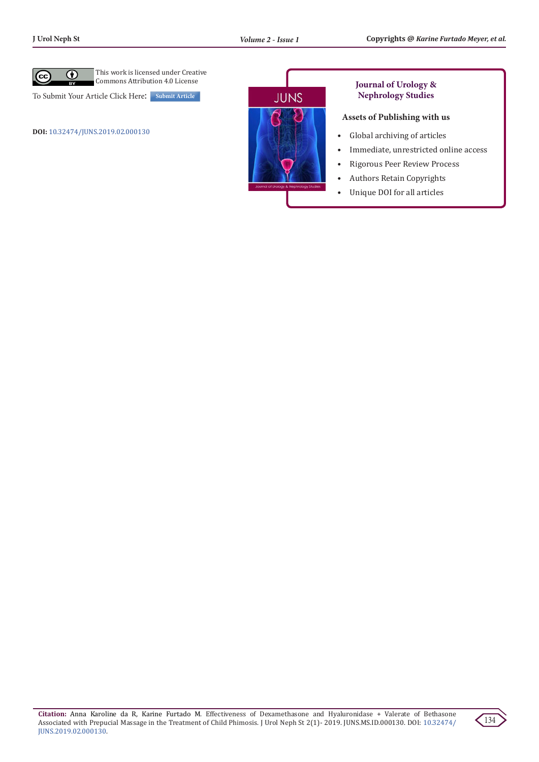This work is licensed under Creative Commons Attribution 4.0 License

To Submit Your Article Click Here: Submit Article

**DOI:** 10.32474/JUNS.2019.02.000130

**Journal of Urology & Nephrology Studies**

**Assets of Publishing with us**

- Global archiving of articles
- Immediate, unrestricted online access
- Rigorous Peer Review Process
- Authors Retain Copyrights
- Unique DOI for all articles

**Citation:** Anna Karoline da R, Karine Furtado M. Effectiveness of Dexamethasone and Hyaluronidase + Valerate of Bethasone Associated with Prepucial Massage in the Treatment of Child Phimosis. J Urol Neph St 2(1)- 2019. JUNS.MS.ID.000130. DOI: 10.32474/JUNS.2019.02.000130.